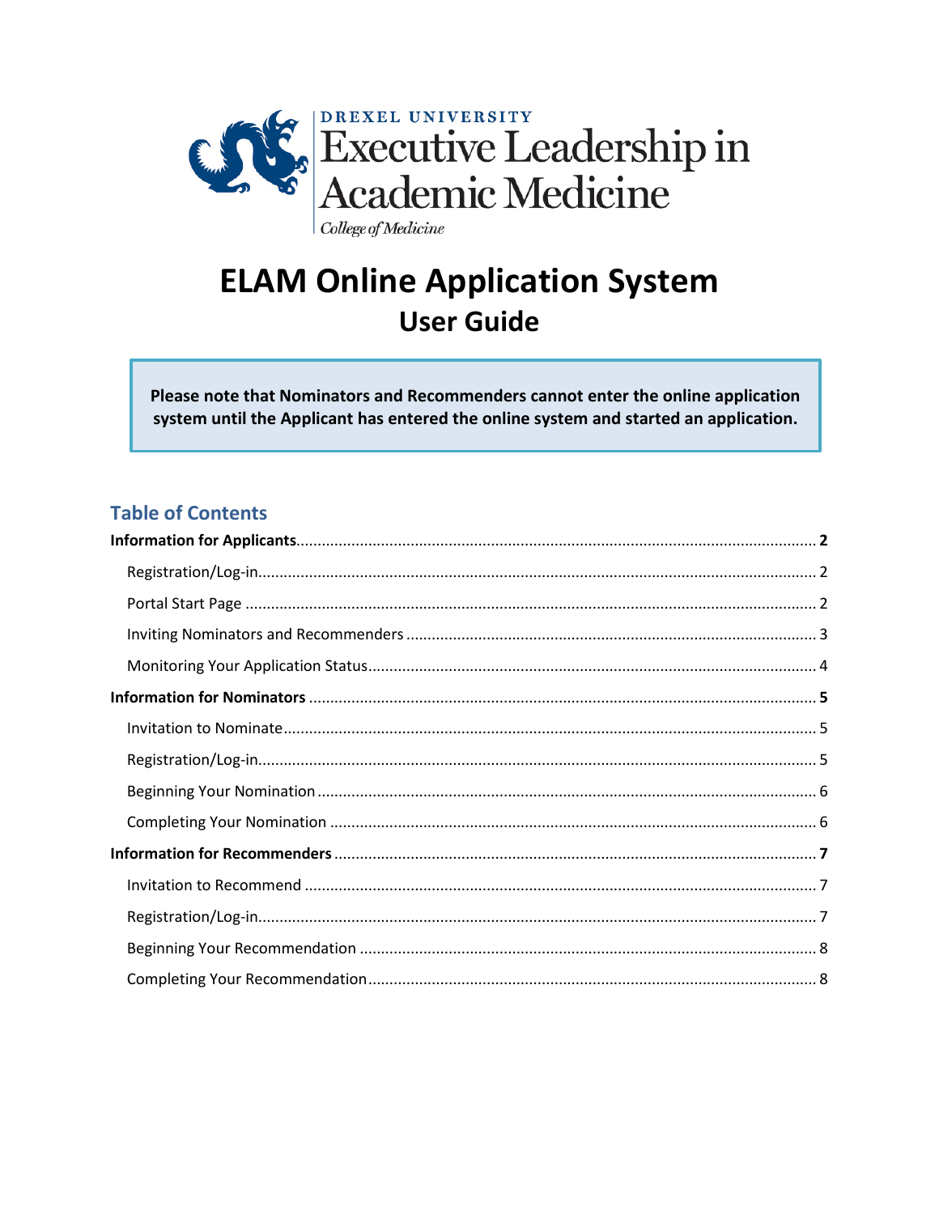DREXEL UNIVERSITY
Executive Leadership in Academic Medicine
*College of Medicine*

# ELAM Online Application System
## User Guide

**Please note that Nominators and Recommenders cannot enter the online application system until the Applicant has entered the online system and started an application.**

### Table of Contents

**Information for Applicants** .......... **2**
- Registration/Log-in .......... 2
- Portal Start Page .......... 2
- Inviting Nominators and Recommenders .......... 3
- Monitoring Your Application Status .......... 4

**Information for Nominators** .......... **5**
- Invitation to Nominate .......... 5
- Registration/Log-in .......... 5
- Beginning Your Nomination .......... 6
- Completing Your Nomination .......... 6

**Information for Recommenders** .......... **7**
- Invitation to Recommend .......... 7
- Registration/Log-in .......... 7
- Beginning Your Recommendation .......... 8
- Completing Your Recommendation .......... 8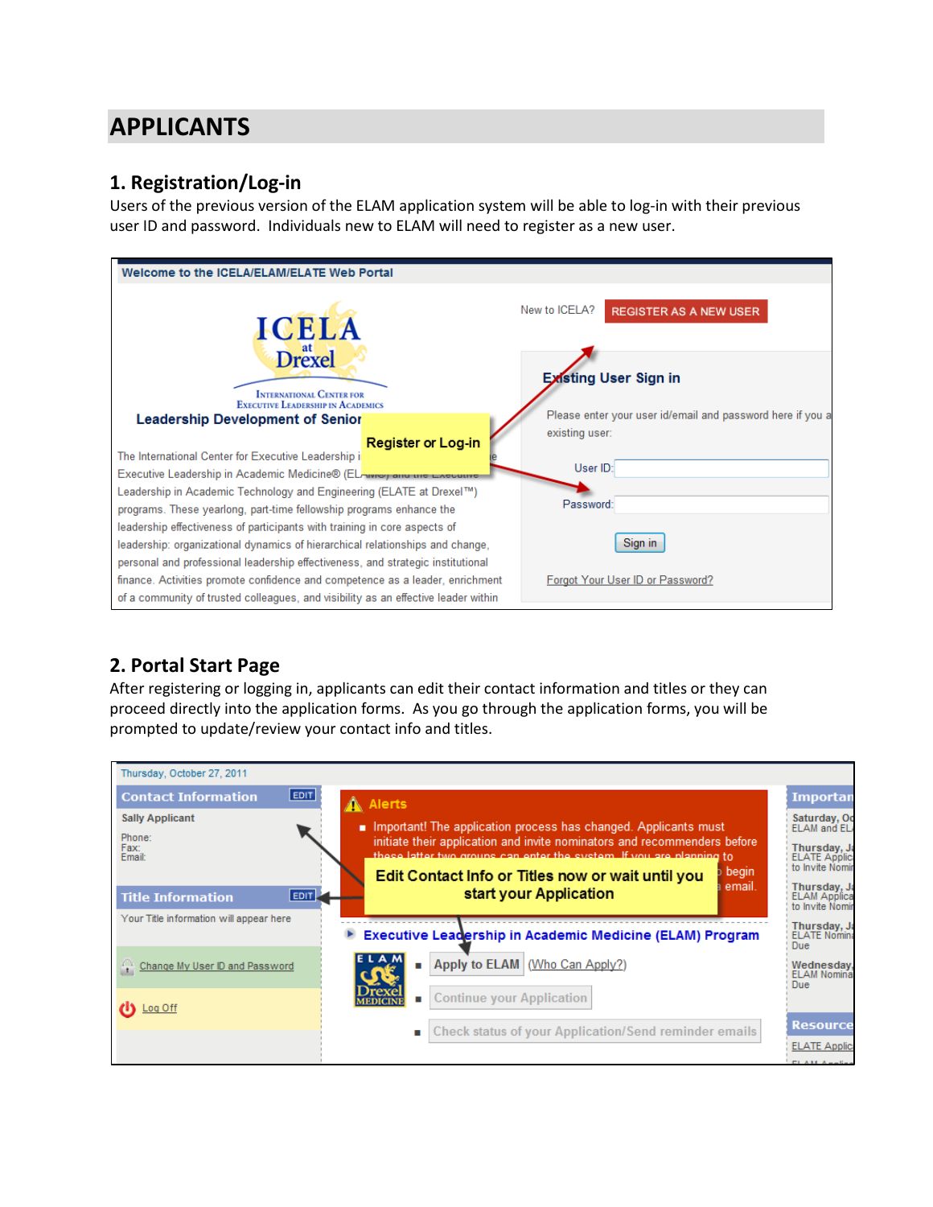# APPLICANTS

## 1. Registration/Log-in

Users of the previous version of the ELAM application system will be able to log-in with their previous user ID and password. Individuals new to ELAM will need to register as a new user.

## 2. Portal Start Page

After registering or logging in, applicants can edit their contact information and titles or they can proceed directly into the application forms. As you go through the application forms, you will be prompted to update/review your contact info and titles.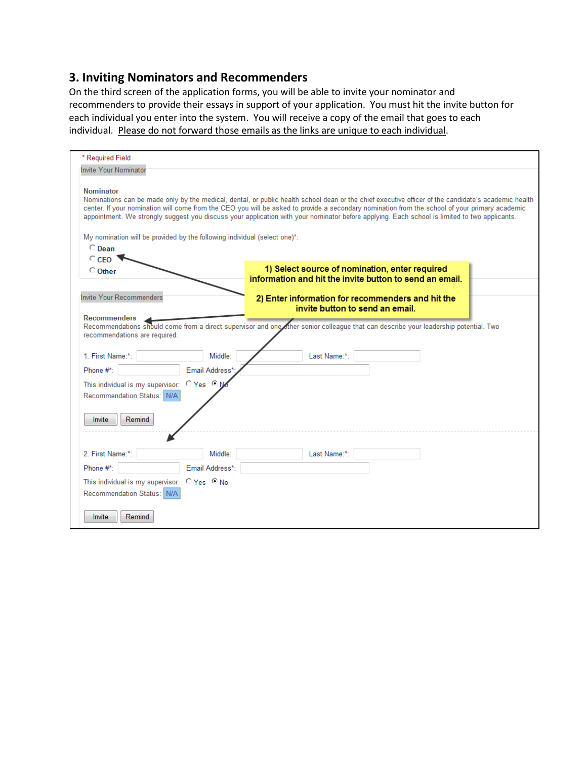### 3. Inviting Nominators and Recommenders

On the third screen of the application forms, you will be able to invite your nominator and recommenders to provide their essays in support of your application. You must hit the invite button for each individual you enter into the system. You will receive a copy of the email that goes to each individual. <u>Please do not forward those emails as the links are unique to each individual</u>.

\* Required Field

Invite Your Nominator

**Nominator**

Nominations can be made only by the medical, dental, or public health school dean or the chief executive officer of the candidate's academic health center. If your nomination will come from the CEO you will be asked to provide a secondary nomination from the school of your primary academic appointment. We strongly suggest you discuss your application with your nominator before applying. Each school is limited to two applicants.

My nomination will be provided by the following individual (select one)*:

- Dean
- CEO
- Other

**1) Select source of nomination, enter required information and hit the invite button to send an email.**

**2) Enter information for recommenders and hit the invite button to send an email.**

Invite Your Recommenders

**Recommenders**

Recommendations should come from a direct supervisor and one other senior colleague that can describe your leadership potential. Two recommendations are required.

1. First Name:*: Middle: Last Name:*:
Phone #*: Email Address*:
This individual is my supervisor: Yes No
Recommendation Status: N/A

Invite Remind

2. First Name:*: Middle: Last Name:*:
Phone #*: Email Address*:
This individual is my supervisor: Yes No
Recommendation Status: N/A

Invite Remind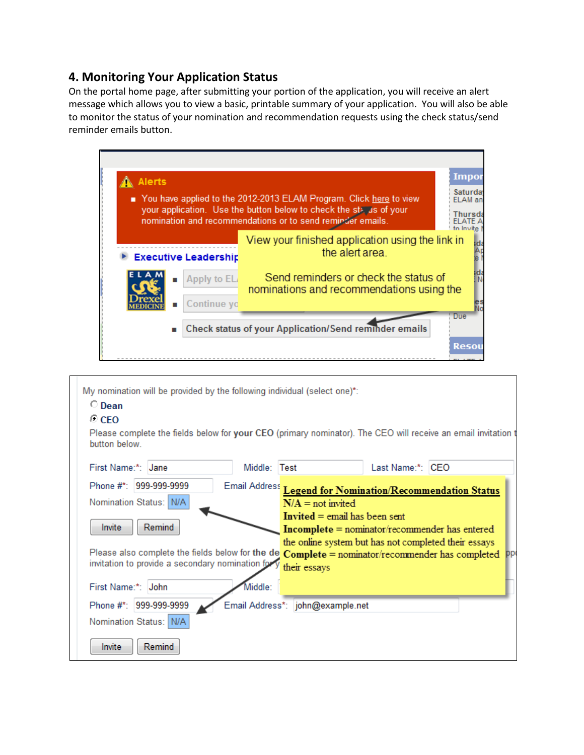## 4. Monitoring Your Application Status

On the portal home page, after submitting your portion of the application, you will receive an alert message which allows you to view a basic, printable summary of your application. You will also be able to monitor the status of your nomination and recommendation requests using the check status/send reminder emails button.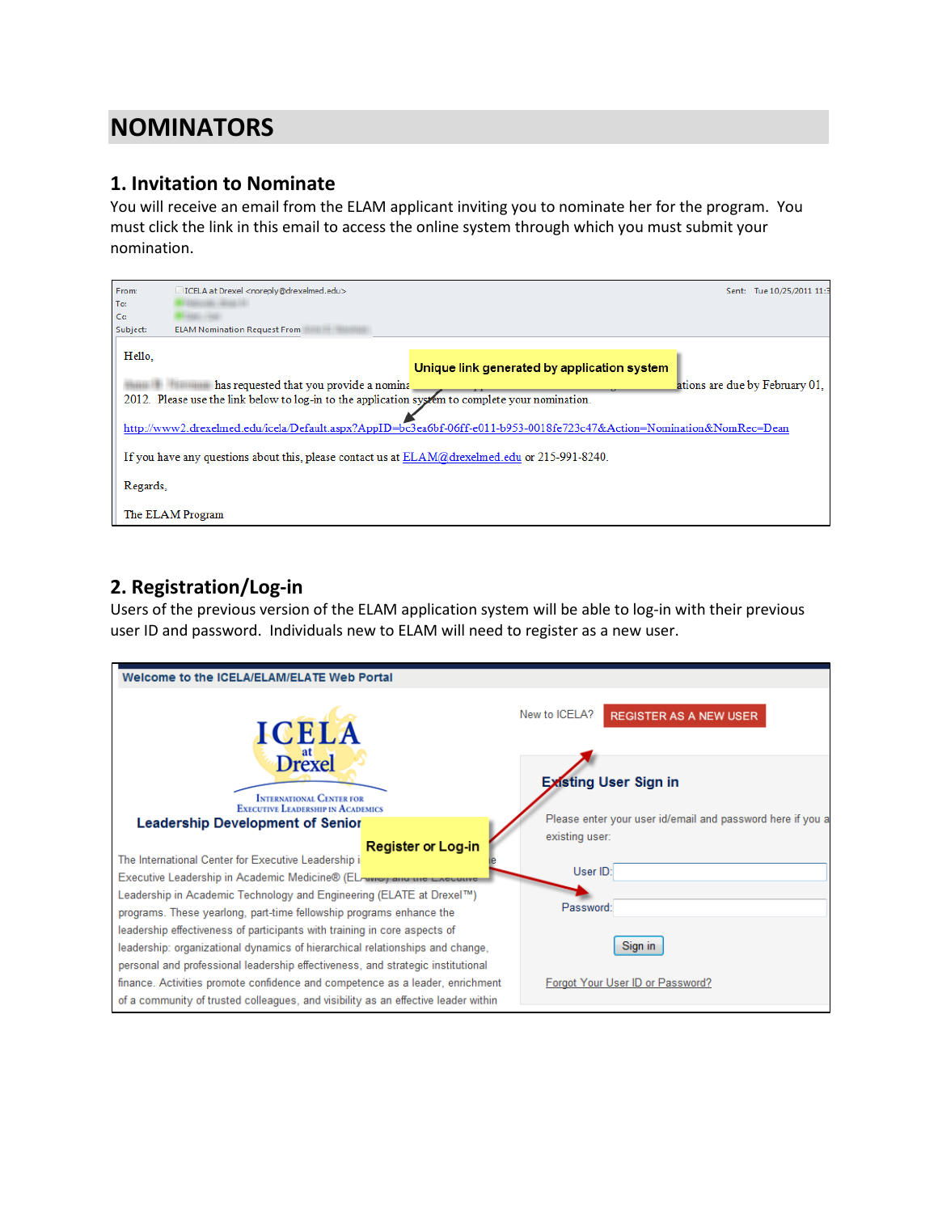# NOMINATORS

## 1. Invitation to Nominate

You will receive an email from the ELAM applicant inviting you to nominate her for the program. You must click the link in this email to access the online system through which you must submit your nomination.

From: ICELA at Drexel <noreply@drexelmed.edu>
To:
Cc:
Subject: ELAM Nomination Request From
Sent: Tue 10/25/2011 11:

Hello,

has requested that you provide a nomina... ations are due by February 01, 2012. Please use the link below to log-in to the application system to complete your nomination.

Unique link generated by application system

http://www2.drexelmed.edu/icela/Default.aspx?AppID=bc3ea6bf-06ff-e011-b953-0018fe723c47&Action=Nomination&NomRec=Dean

If you have any questions about this, please contact us at ELAM@drexelmed.edu or 215-991-8240.

Regards,

The ELAM Program

## 2. Registration/Log-in

Users of the previous version of the ELAM application system will be able to log-in with their previous user ID and password. Individuals new to ELAM will need to register as a new user.

Welcome to the ICELA/ELAM/ELATE Web Portal

ICELA at Drexel
International Center for Executive Leadership in Academics

Leadership Development of Senior

The International Center for Executive Leadership i... Executive Leadership in Academic Medicine® (EL... Leadership in Academic Technology and Engineering (ELATE at Drexel™) programs. These yearlong, part-time fellowship programs enhance the leadership effectiveness of participants with training in core aspects of leadership: organizational dynamics of hierarchical relationships and change, personal and professional leadership effectiveness, and strategic institutional finance. Activities promote confidence and competence as a leader, enrichment of a community of trusted colleagues, and visibility as an effective leader within

Register or Log-in

New to ICELA? REGISTER AS A NEW USER

Existing User Sign in

Please enter your user id/email and password here if you a... existing user:

User ID:

Password:

Sign in

Forgot Your User ID or Password?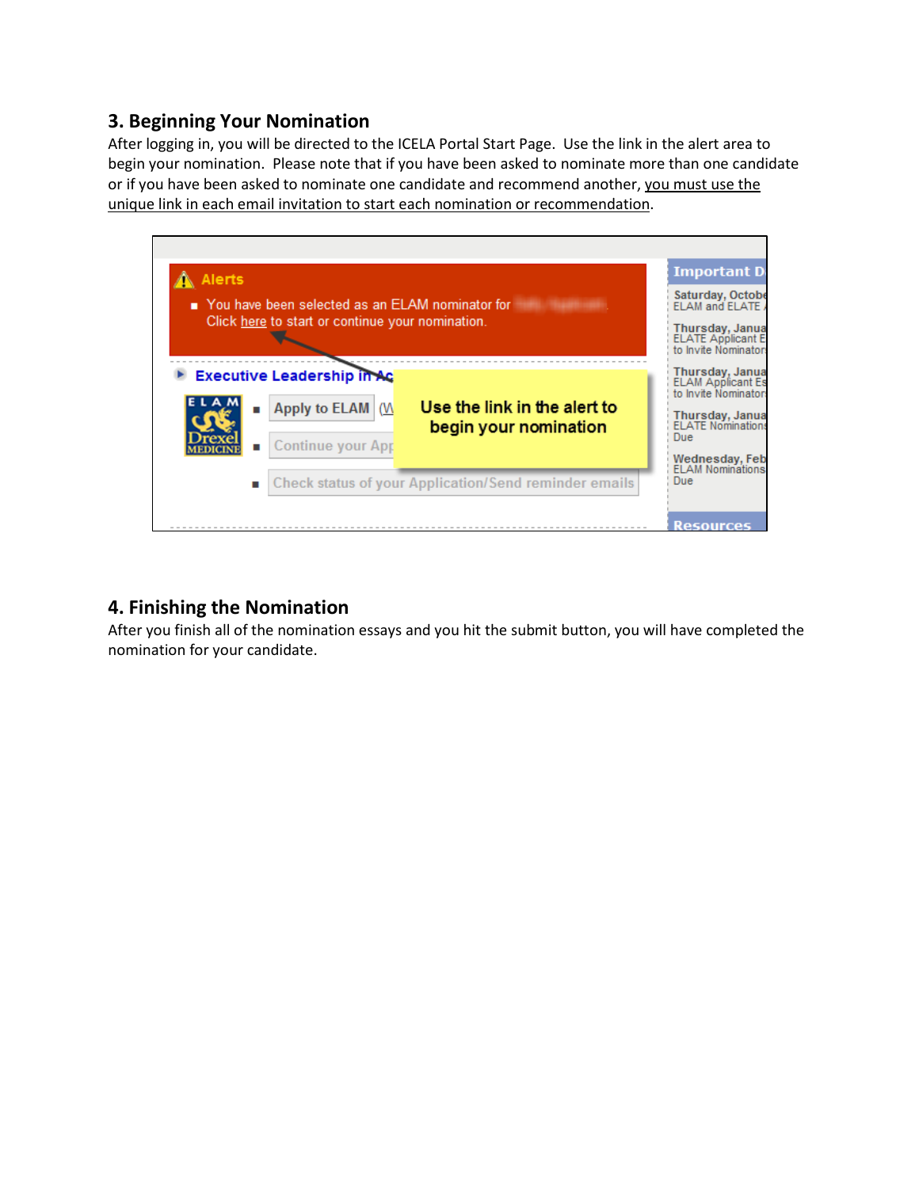## 3. Beginning Your Nomination

After logging in, you will be directed to the ICELA Portal Start Page. Use the link in the alert area to begin your nomination. Please note that if you have been asked to nominate more than one candidate or if you have been asked to nominate one candidate and recommend another, <u>you must use the unique link in each email invitation to start each nomination or recommendation</u>.

## 4. Finishing the Nomination

After you finish all of the nomination essays and you hit the submit button, you will have completed the nomination for your candidate.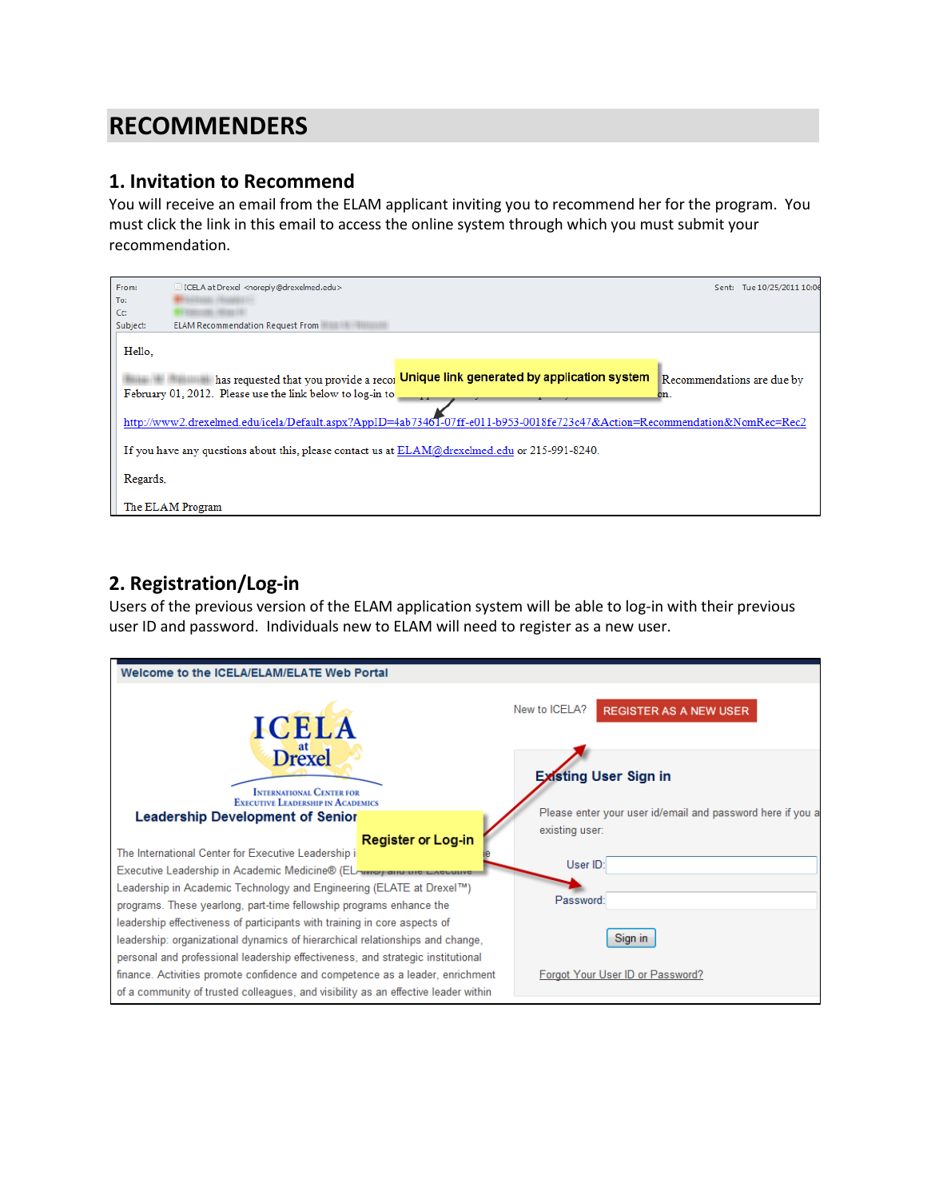# RECOMMENDERS

## 1. Invitation to Recommend

You will receive an email from the ELAM applicant inviting you to recommend her for the program. You must click the link in this email to access the online system through which you must submit your recommendation.

From: ICELA at Drexel <noreply@drexelmed.edu>
To:
Cc:
Subject: ELAM Recommendation Request From
Sent: Tue 10/25/2011 10:06

Hello,

has requested that you provide a recommendation ... Recommendations are due by February 01, 2012. Please use the link below to log-in to ...

Unique link generated by application system

http://www2.drexelmed.edu/icela/Default.aspx?AppID=4ab73461-07ff-e011-b953-0018fe723c47&Action=Recommendation&NomRec=Rec2

If you have any questions about this, please contact us at ELAM@drexelmed.edu or 215-991-8240.

Regards,

The ELAM Program

## 2. Registration/Log-in

Users of the previous version of the ELAM application system will be able to log-in with their previous user ID and password. Individuals new to ELAM will need to register as a new user.

Welcome to the ICELA/ELAM/ELATE Web Portal

ICELA at Drexel
International Center for Executive Leadership in Academics

Leadership Development of Senior

The International Center for Executive Leadership i... Executive Leadership in Academic Medicine® (EL... Leadership in Academic Technology and Engineering (ELATE at Drexel™) programs. These yearlong, part-time fellowship programs enhance the leadership effectiveness of participants with training in core aspects of leadership: organizational dynamics of hierarchical relationships and change, personal and professional leadership effectiveness, and strategic institutional finance. Activities promote confidence and competence as a leader, enrichment of a community of trusted colleagues, and visibility as an effective leader within

Register or Log-in

New to ICELA? REGISTER AS A NEW USER

Existing User Sign in

Please enter your user id/email and password here if you a... existing user:

User ID:

Password:

Sign in

Forgot Your User ID or Password?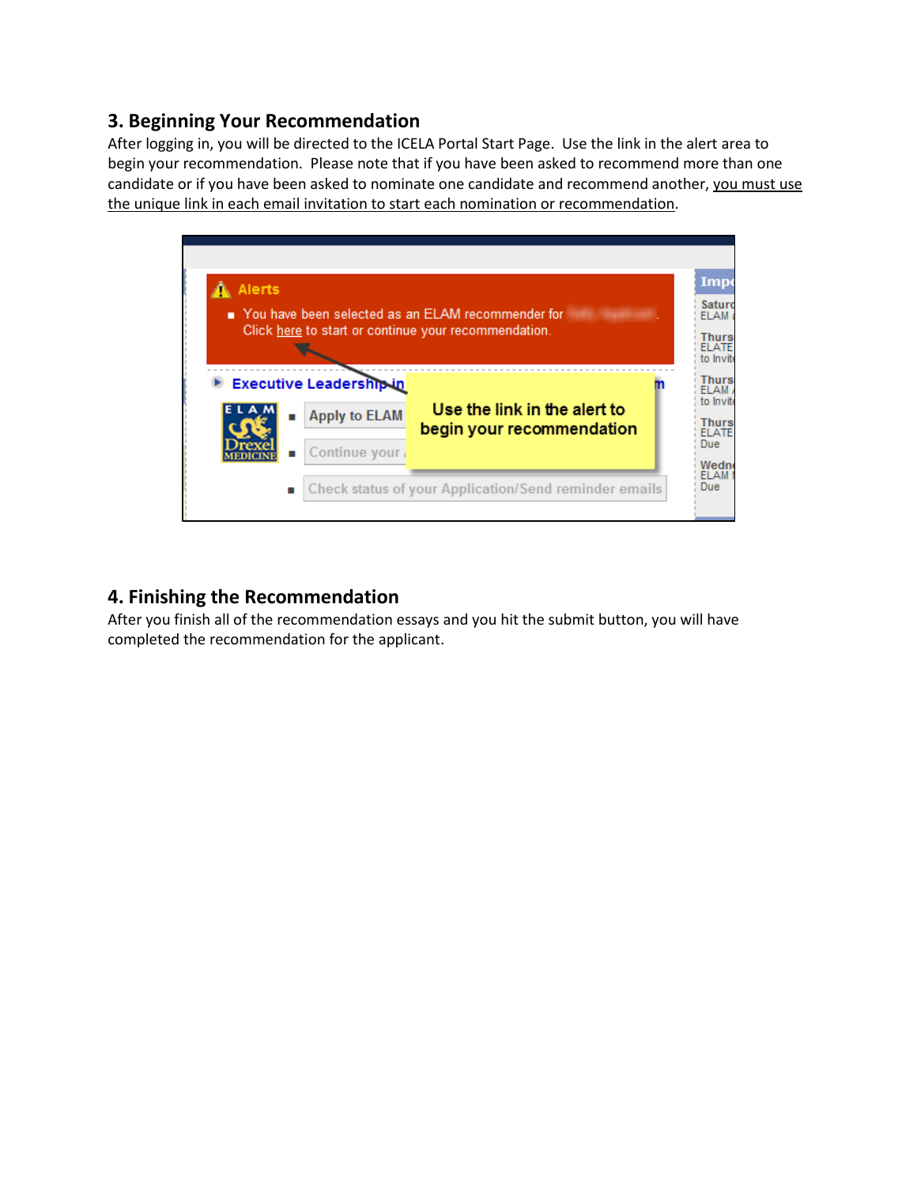## 3. Beginning Your Recommendation

After logging in, you will be directed to the ICELA Portal Start Page. Use the link in the alert area to begin your recommendation. Please note that if you have been asked to recommend more than one candidate or if you have been asked to nominate one candidate and recommend another, <u>you must use the unique link in each email invitation to start each nomination or recommendation</u>.

## 4. Finishing the Recommendation

After you finish all of the recommendation essays and you hit the submit button, you will have completed the recommendation for the applicant.